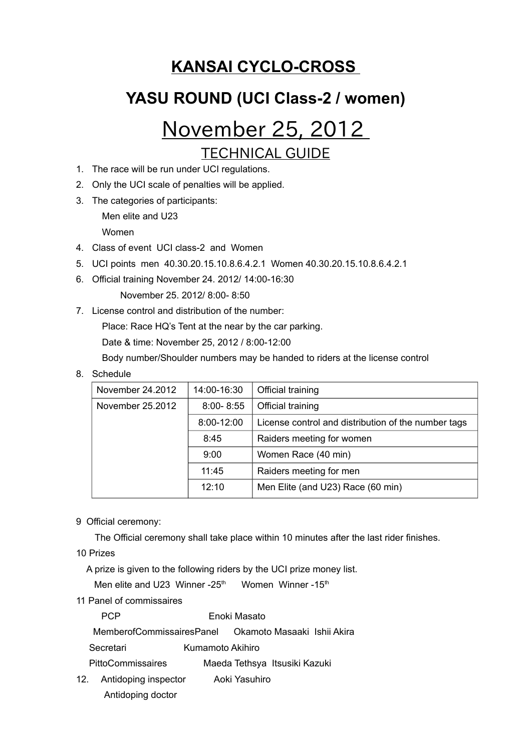# KANSAI CYCLO-CROSS

## YASU ROUND (UCI Class-2 / women)

# November 25, 2012

## TECHNICAL GUIDE

1. The race will be run under UCI regulations.
2. Only the UCI scale of penalties will be applied.
3. The categories of participants:

   Men elite and U23

   Women
4. Class of event UCI class-2 and Women
5. UCI points men 40.30.20.15.10.8.6.4.2.1 Women 40.30.20.15.10.8.6.4.2.1
6. Official training November 24. 2012/ 14:00-16:30

   November 25. 2012/ 8:00- 8:50
7. License control and distribution of the number:

   Place: Race HQ's Tent at the near by the car parking.

   Date & time: November 25, 2012 / 8:00-12:00

   Body number/Shoulder numbers may be handed to riders at the license control
8. Schedule

| | | |
|---|---|---|
| November 24.2012 | 14:00-16:30 | Official training |
| November 25.2012 | 8:00- 8:55 | Official training |
| | 8:00-12:00 | License control and distribution of the number tags |
| | 8:45 | Raiders meeting for women |
| | 9:00 | Women Race (40 min) |
| | 11:45 | Raiders meeting for men |
| | 12:10 | Men Elite (and U23) Race (60 min) |

9 Official ceremony:

The Official ceremony shall take place within 10 minutes after the last rider finishes.

10 Prizes

A prize is given to the following riders by the UCI prize money list.

Men elite and U23 Winner -25th  Women Winner -15th

11 Panel of commissaires

PCP  Enoki Masato

MemberofCommissairesPanel  Okamoto Masaaki Ishii Akira

Secretari  Kumamoto Akihiro

PittoCommissaires  Maeda Tethsya Itsusiki Kazuki

12. Antidoping inspector  Aoki Yasuhiro

    Antidoping doctor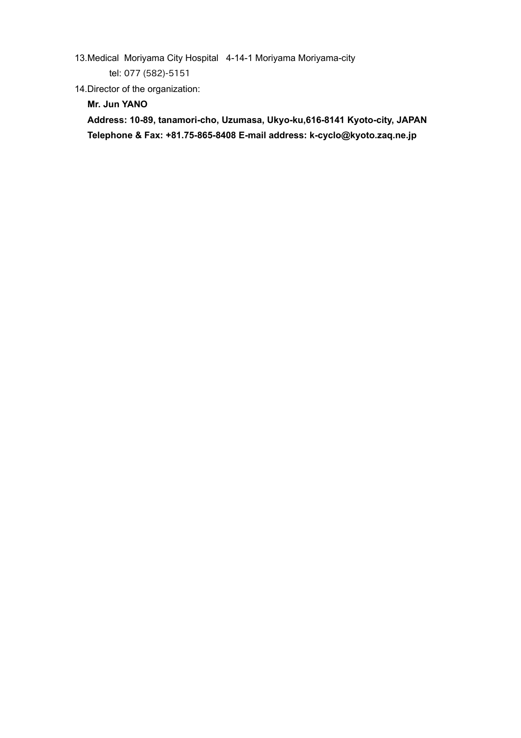13.Medical Moriyama City Hospital 4-14-1 Moriyama Moriyama-city

tel: 077 (582)-5151

14.Director of the organization:

**Mr. Jun YANO**

**Address: 10-89, tanamori-cho, Uzumasa, Ukyo-ku,616-8141 Kyoto-city, JAPAN**

**Telephone & Fax: +81.75-865-8408 E-mail address: k-cyclo@kyoto.zaq.ne.jp**